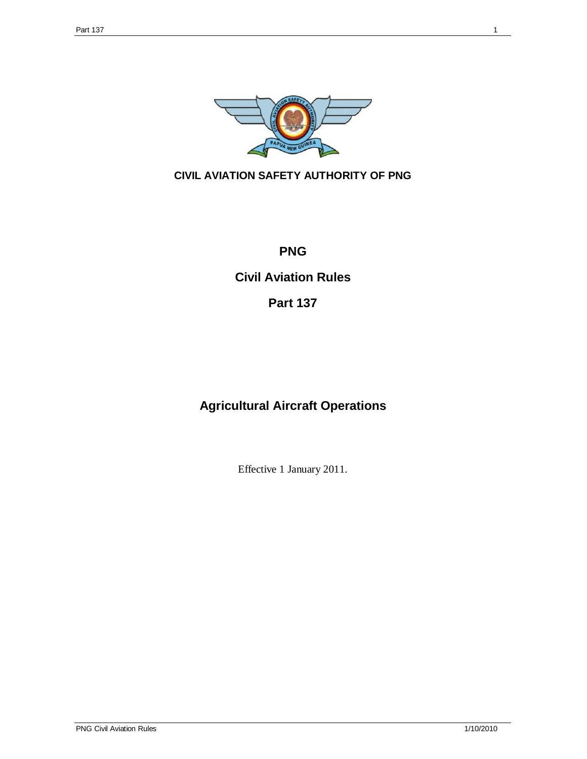**CIVIL AVIATION SAFETY AUTHORITY OF PNG**

# PNG

# Civil Aviation Rules

# Part 137

# Agricultural Aircraft Operations

Effective 1 January 2011.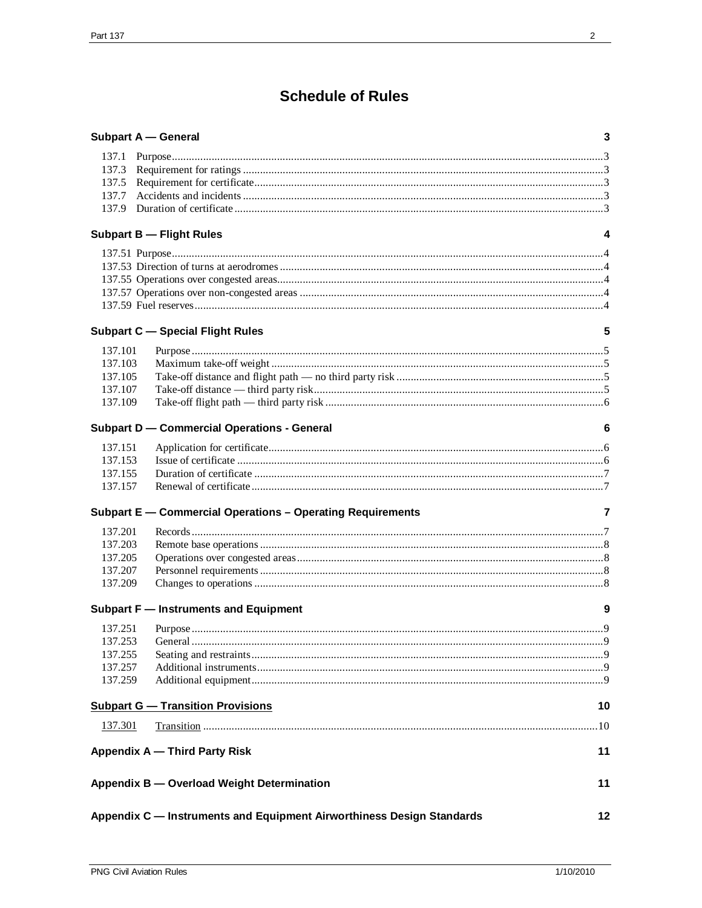# Schedule of Rules

## Subpart A — General 3

137.1 Purpose 3
137.3 Requirement for ratings 3
137.5 Requirement for certificate 3
137.7 Accidents and incidents 3
137.9 Duration of certificate 3

## Subpart B — Flight Rules 4

137.51 Purpose 4
137.53 Direction of turns at aerodromes 4
137.55 Operations over congested areas 4
137.57 Operations over non-congested areas 4
137.59 Fuel reserves 4

## Subpart C — Special Flight Rules 5

137.101 Purpose 5
137.103 Maximum take-off weight 5
137.105 Take-off distance and flight path — no third party risk 5
137.107 Take-off distance — third party risk 5
137.109 Take-off flight path — third party risk 6

## Subpart D — Commercial Operations - General 6

137.151 Application for certificate 6
137.153 Issue of certificate 6
137.155 Duration of certificate 7
137.157 Renewal of certificate 7

## Subpart E — Commercial Operations – Operating Requirements 7

137.201 Records 7
137.203 Remote base operations 8
137.205 Operations over congested areas 8
137.207 Personnel requirements 8
137.209 Changes to operations 8

## Subpart F — Instruments and Equipment 9

137.251 Purpose 9
137.253 General 9
137.255 Seating and restraints 9
137.257 Additional instruments 9
137.259 Additional equipment 9

## Subpart G — Transition Provisions 10

137.301 Transition 10

## Appendix A — Third Party Risk 11

## Appendix B — Overload Weight Determination 11

## Appendix C — Instruments and Equipment Airworthiness Design Standards 12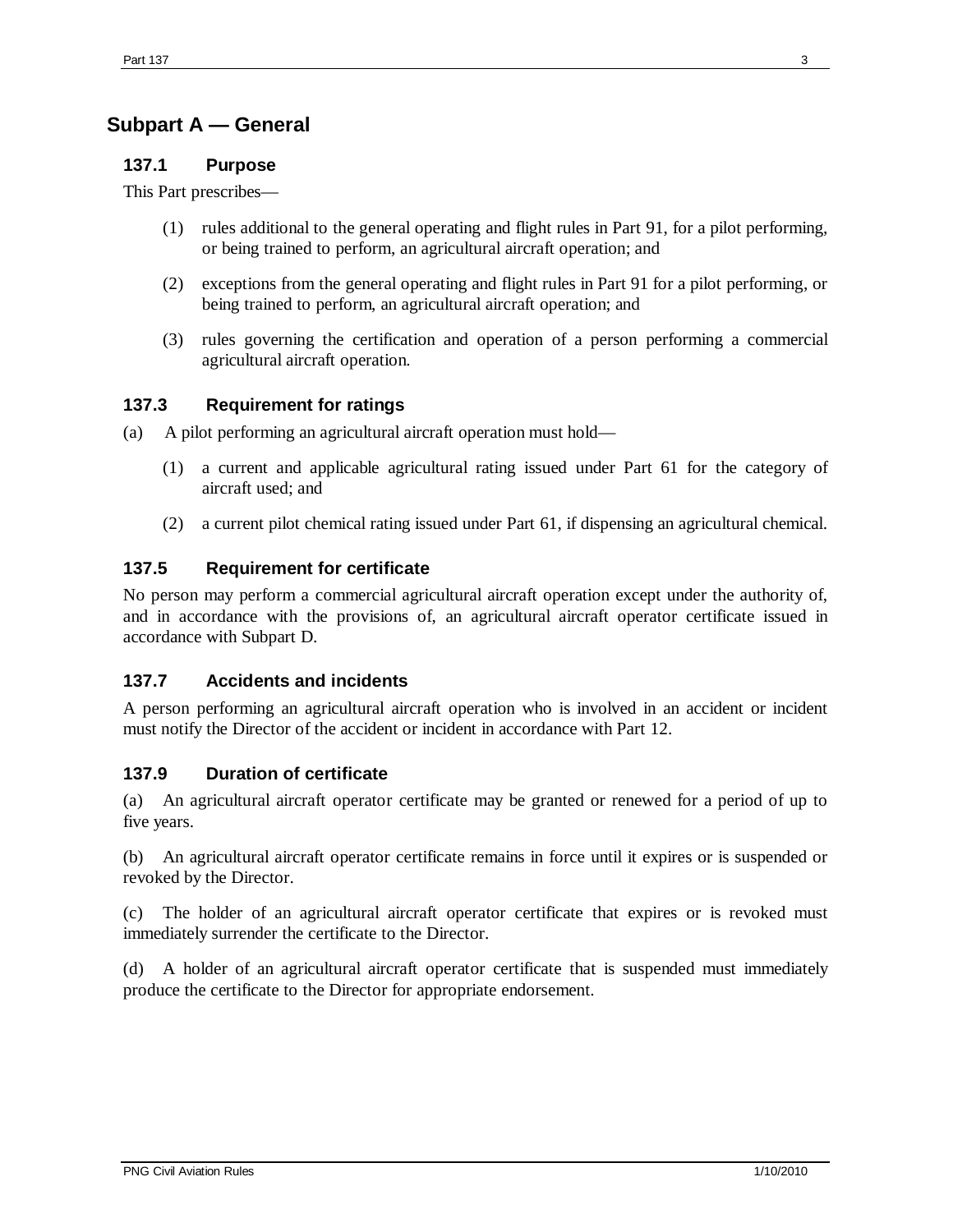## Subpart A — General

### 137.1 Purpose

This Part prescribes—

(1) rules additional to the general operating and flight rules in Part 91, for a pilot performing, or being trained to perform, an agricultural aircraft operation; and

(2) exceptions from the general operating and flight rules in Part 91 for a pilot performing, or being trained to perform, an agricultural aircraft operation; and

(3) rules governing the certification and operation of a person performing a commercial agricultural aircraft operation.

### 137.3 Requirement for ratings

(a) A pilot performing an agricultural aircraft operation must hold—

(1) a current and applicable agricultural rating issued under Part 61 for the category of aircraft used; and

(2) a current pilot chemical rating issued under Part 61, if dispensing an agricultural chemical.

### 137.5 Requirement for certificate

No person may perform a commercial agricultural aircraft operation except under the authority of, and in accordance with the provisions of, an agricultural aircraft operator certificate issued in accordance with Subpart D.

### 137.7 Accidents and incidents

A person performing an agricultural aircraft operation who is involved in an accident or incident must notify the Director of the accident or incident in accordance with Part 12.

### 137.9 Duration of certificate

(a) An agricultural aircraft operator certificate may be granted or renewed for a period of up to five years.

(b) An agricultural aircraft operator certificate remains in force until it expires or is suspended or revoked by the Director.

(c) The holder of an agricultural aircraft operator certificate that expires or is revoked must immediately surrender the certificate to the Director.

(d) A holder of an agricultural aircraft operator certificate that is suspended must immediately produce the certificate to the Director for appropriate endorsement.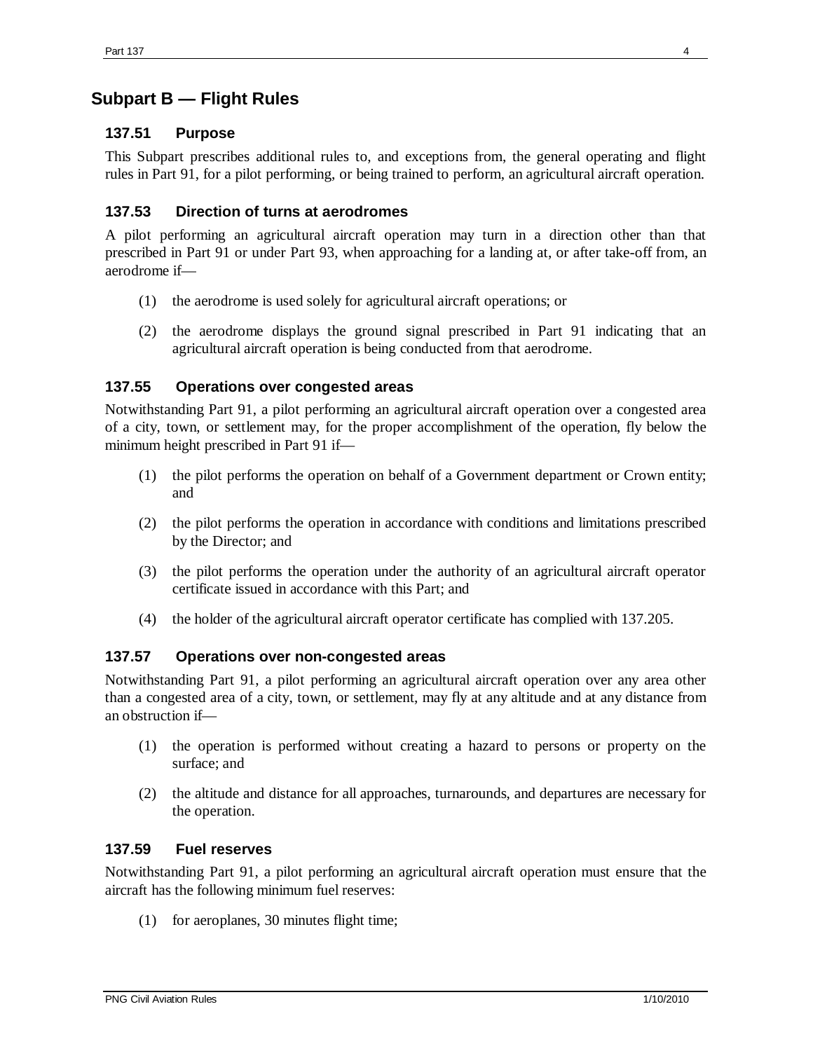## Subpart B — Flight Rules

### 137.51 Purpose

This Subpart prescribes additional rules to, and exceptions from, the general operating and flight rules in Part 91, for a pilot performing, or being trained to perform, an agricultural aircraft operation.

### 137.53 Direction of turns at aerodromes

A pilot performing an agricultural aircraft operation may turn in a direction other than that prescribed in Part 91 or under Part 93, when approaching for a landing at, or after take-off from, an aerodrome if—

(1) the aerodrome is used solely for agricultural aircraft operations; or

(2) the aerodrome displays the ground signal prescribed in Part 91 indicating that an agricultural aircraft operation is being conducted from that aerodrome.

### 137.55 Operations over congested areas

Notwithstanding Part 91, a pilot performing an agricultural aircraft operation over a congested area of a city, town, or settlement may, for the proper accomplishment of the operation, fly below the minimum height prescribed in Part 91 if—

(1) the pilot performs the operation on behalf of a Government department or Crown entity; and

(2) the pilot performs the operation in accordance with conditions and limitations prescribed by the Director; and

(3) the pilot performs the operation under the authority of an agricultural aircraft operator certificate issued in accordance with this Part; and

(4) the holder of the agricultural aircraft operator certificate has complied with 137.205.

### 137.57 Operations over non-congested areas

Notwithstanding Part 91, a pilot performing an agricultural aircraft operation over any area other than a congested area of a city, town, or settlement, may fly at any altitude and at any distance from an obstruction if—

(1) the operation is performed without creating a hazard to persons or property on the surface; and

(2) the altitude and distance for all approaches, turnarounds, and departures are necessary for the operation.

### 137.59 Fuel reserves

Notwithstanding Part 91, a pilot performing an agricultural aircraft operation must ensure that the aircraft has the following minimum fuel reserves:

(1) for aeroplanes, 30 minutes flight time;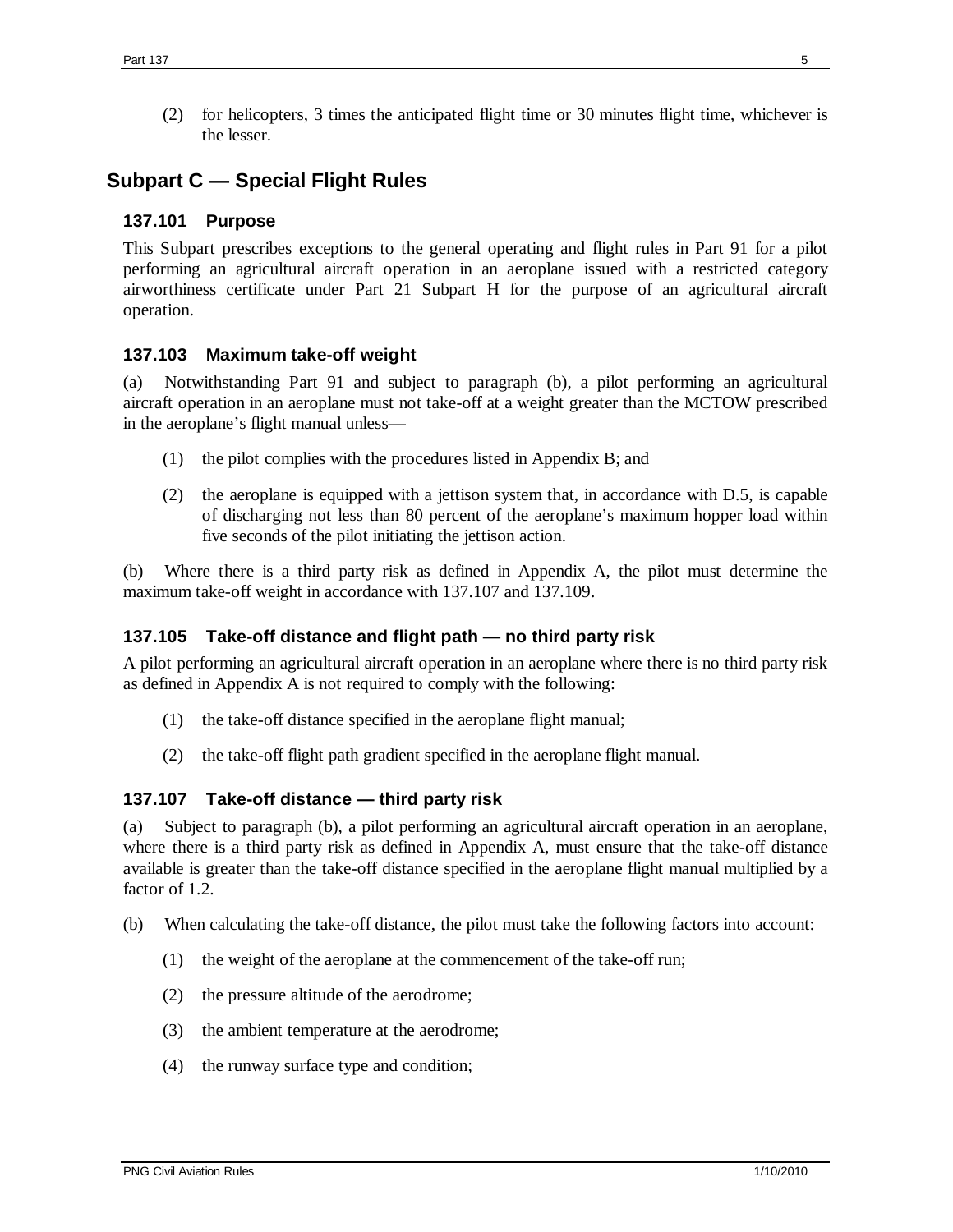(2) for helicopters, 3 times the anticipated flight time or 30 minutes flight time, whichever is the lesser.

## Subpart C — Special Flight Rules

### 137.101 Purpose

This Subpart prescribes exceptions to the general operating and flight rules in Part 91 for a pilot performing an agricultural aircraft operation in an aeroplane issued with a restricted category airworthiness certificate under Part 21 Subpart H for the purpose of an agricultural aircraft operation.

### 137.103 Maximum take-off weight

(a) Notwithstanding Part 91 and subject to paragraph (b), a pilot performing an agricultural aircraft operation in an aeroplane must not take-off at a weight greater than the MCTOW prescribed in the aeroplane's flight manual unless—

(1) the pilot complies with the procedures listed in Appendix B; and

(2) the aeroplane is equipped with a jettison system that, in accordance with D.5, is capable of discharging not less than 80 percent of the aeroplane's maximum hopper load within five seconds of the pilot initiating the jettison action.

(b) Where there is a third party risk as defined in Appendix A, the pilot must determine the maximum take-off weight in accordance with 137.107 and 137.109.

### 137.105 Take-off distance and flight path — no third party risk

A pilot performing an agricultural aircraft operation in an aeroplane where there is no third party risk as defined in Appendix A is not required to comply with the following:

(1) the take-off distance specified in the aeroplane flight manual;

(2) the take-off flight path gradient specified in the aeroplane flight manual.

### 137.107 Take-off distance — third party risk

(a) Subject to paragraph (b), a pilot performing an agricultural aircraft operation in an aeroplane, where there is a third party risk as defined in Appendix A, must ensure that the take-off distance available is greater than the take-off distance specified in the aeroplane flight manual multiplied by a factor of 1.2.

(b) When calculating the take-off distance, the pilot must take the following factors into account:

(1) the weight of the aeroplane at the commencement of the take-off run;

(2) the pressure altitude of the aerodrome;

(3) the ambient temperature at the aerodrome;

(4) the runway surface type and condition;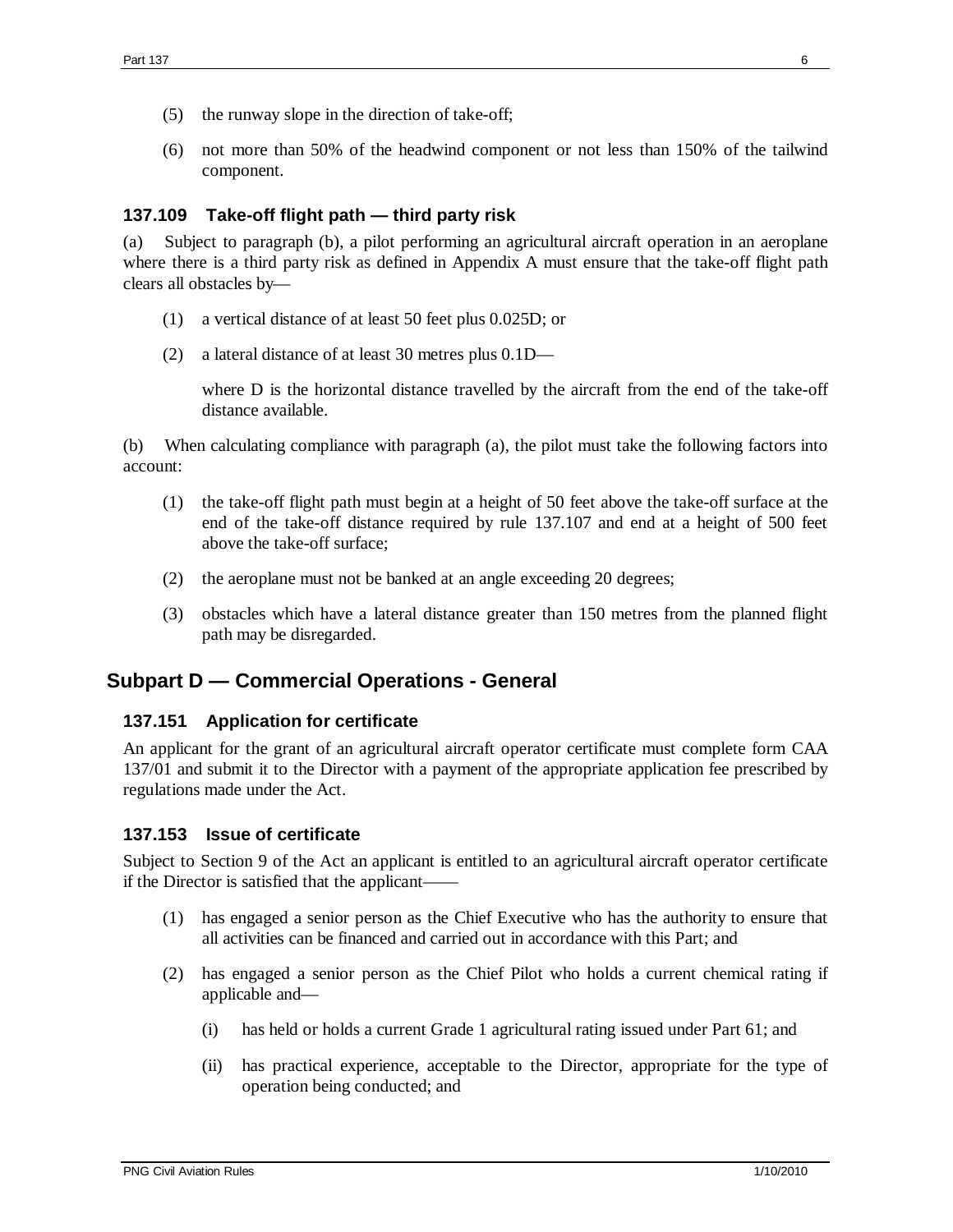(5) the runway slope in the direction of take-off;

(6) not more than 50% of the headwind component or not less than 150% of the tailwind component.

### 137.109 Take-off flight path — third party risk

(a) Subject to paragraph (b), a pilot performing an agricultural aircraft operation in an aeroplane where there is a third party risk as defined in Appendix A must ensure that the take-off flight path clears all obstacles by—

(1) a vertical distance of at least 50 feet plus 0.025D; or

(2) a lateral distance of at least 30 metres plus 0.1D—

where D is the horizontal distance travelled by the aircraft from the end of the take-off distance available.

(b) When calculating compliance with paragraph (a), the pilot must take the following factors into account:

(1) the take-off flight path must begin at a height of 50 feet above the take-off surface at the end of the take-off distance required by rule 137.107 and end at a height of 500 feet above the take-off surface;

(2) the aeroplane must not be banked at an angle exceeding 20 degrees;

(3) obstacles which have a lateral distance greater than 150 metres from the planned flight path may be disregarded.

## Subpart D — Commercial Operations - General

### 137.151 Application for certificate

An applicant for the grant of an agricultural aircraft operator certificate must complete form CAA 137/01 and submit it to the Director with a payment of the appropriate application fee prescribed by regulations made under the Act.

### 137.153 Issue of certificate

Subject to Section 9 of the Act an applicant is entitled to an agricultural aircraft operator certificate if the Director is satisfied that the applicant——

(1) has engaged a senior person as the Chief Executive who has the authority to ensure that all activities can be financed and carried out in accordance with this Part; and

(2) has engaged a senior person as the Chief Pilot who holds a current chemical rating if applicable and—

   (i) has held or holds a current Grade 1 agricultural rating issued under Part 61; and

   (ii) has practical experience, acceptable to the Director, appropriate for the type of operation being conducted; and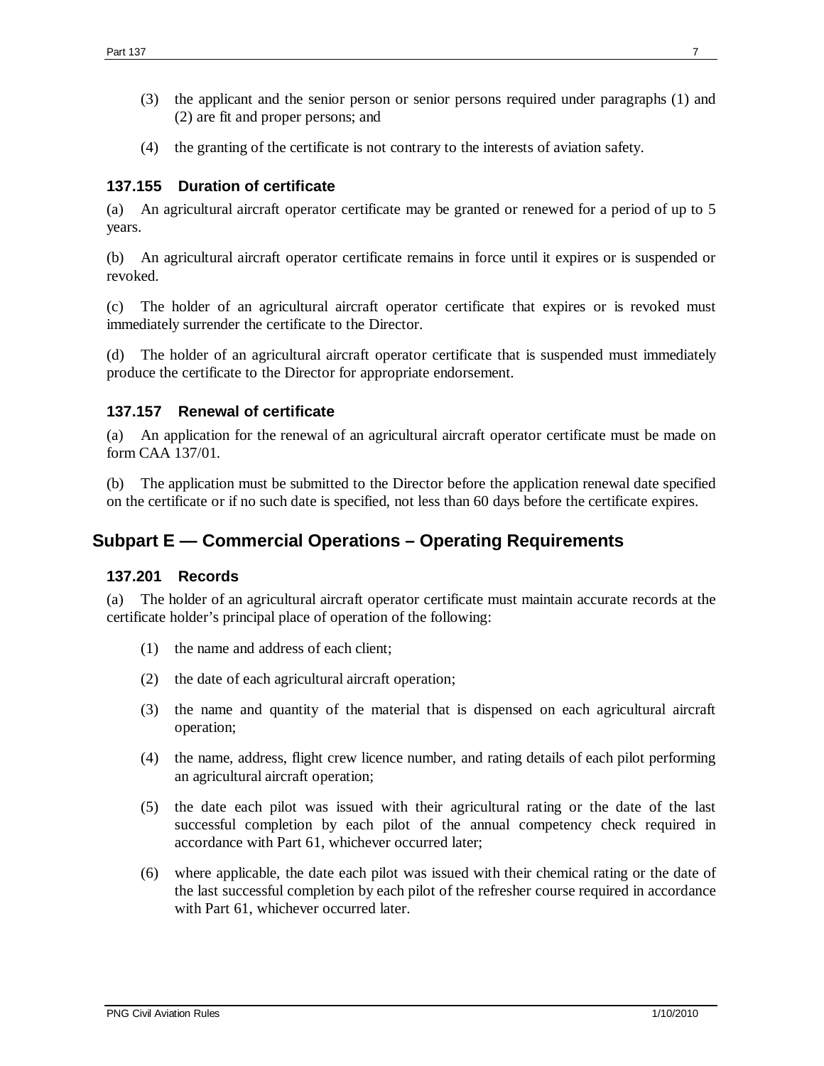(3) the applicant and the senior person or senior persons required under paragraphs (1) and (2) are fit and proper persons; and

(4) the granting of the certificate is not contrary to the interests of aviation safety.

### 137.155 Duration of certificate

(a) An agricultural aircraft operator certificate may be granted or renewed for a period of up to 5 years.

(b) An agricultural aircraft operator certificate remains in force until it expires or is suspended or revoked.

(c) The holder of an agricultural aircraft operator certificate that expires or is revoked must immediately surrender the certificate to the Director.

(d) The holder of an agricultural aircraft operator certificate that is suspended must immediately produce the certificate to the Director for appropriate endorsement.

### 137.157 Renewal of certificate

(a) An application for the renewal of an agricultural aircraft operator certificate must be made on form CAA 137/01.

(b) The application must be submitted to the Director before the application renewal date specified on the certificate or if no such date is specified, not less than 60 days before the certificate expires.

## Subpart E — Commercial Operations – Operating Requirements

### 137.201 Records

(a) The holder of an agricultural aircraft operator certificate must maintain accurate records at the certificate holder's principal place of operation of the following:

(1) the name and address of each client;

(2) the date of each agricultural aircraft operation;

(3) the name and quantity of the material that is dispensed on each agricultural aircraft operation;

(4) the name, address, flight crew licence number, and rating details of each pilot performing an agricultural aircraft operation;

(5) the date each pilot was issued with their agricultural rating or the date of the last successful completion by each pilot of the annual competency check required in accordance with Part 61, whichever occurred later;

(6) where applicable, the date each pilot was issued with their chemical rating or the date of the last successful completion by each pilot of the refresher course required in accordance with Part 61, whichever occurred later.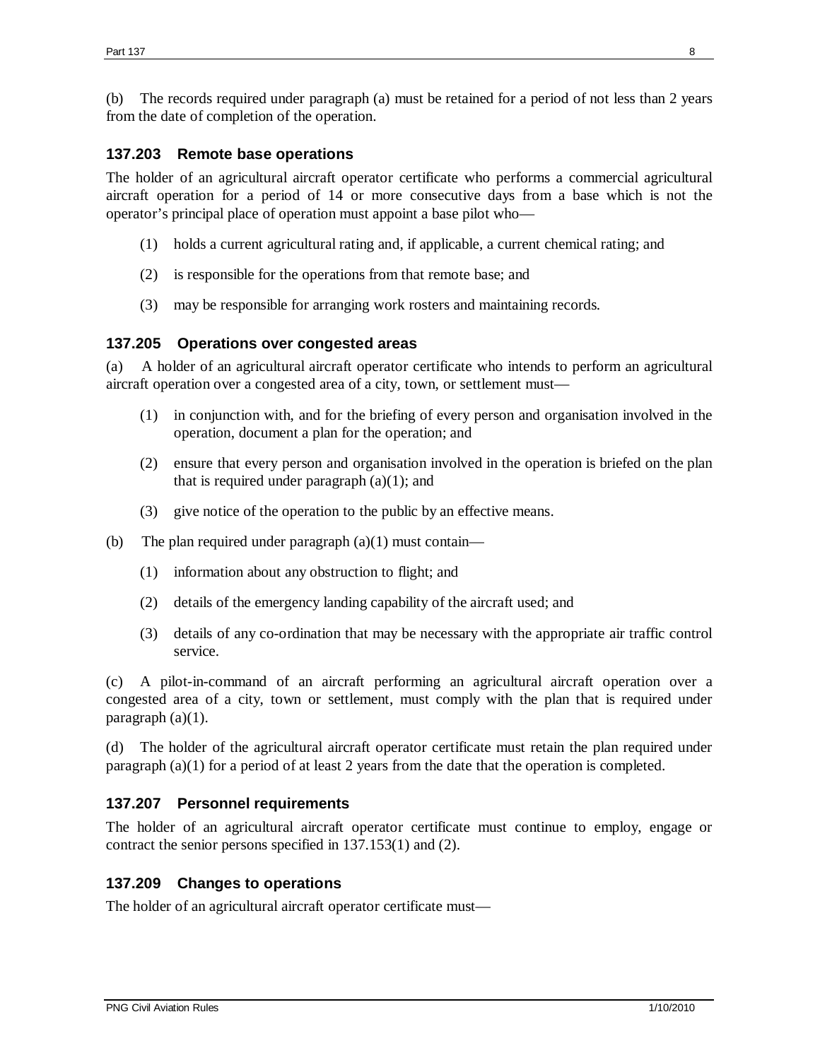(b) The records required under paragraph (a) must be retained for a period of not less than 2 years from the date of completion of the operation.

### 137.203 Remote base operations

The holder of an agricultural aircraft operator certificate who performs a commercial agricultural aircraft operation for a period of 14 or more consecutive days from a base which is not the operator's principal place of operation must appoint a base pilot who—

(1) holds a current agricultural rating and, if applicable, a current chemical rating; and

(2) is responsible for the operations from that remote base; and

(3) may be responsible for arranging work rosters and maintaining records.

### 137.205 Operations over congested areas

(a) A holder of an agricultural aircraft operator certificate who intends to perform an agricultural aircraft operation over a congested area of a city, town, or settlement must—

(1) in conjunction with, and for the briefing of every person and organisation involved in the operation, document a plan for the operation; and

(2) ensure that every person and organisation involved in the operation is briefed on the plan that is required under paragraph (a)(1); and

(3) give notice of the operation to the public by an effective means.

(b) The plan required under paragraph (a)(1) must contain—

(1) information about any obstruction to flight; and

(2) details of the emergency landing capability of the aircraft used; and

(3) details of any co-ordination that may be necessary with the appropriate air traffic control service.

(c) A pilot-in-command of an aircraft performing an agricultural aircraft operation over a congested area of a city, town or settlement, must comply with the plan that is required under paragraph (a)(1).

(d) The holder of the agricultural aircraft operator certificate must retain the plan required under paragraph (a)(1) for a period of at least 2 years from the date that the operation is completed.

### 137.207 Personnel requirements

The holder of an agricultural aircraft operator certificate must continue to employ, engage or contract the senior persons specified in 137.153(1) and (2).

### 137.209 Changes to operations

The holder of an agricultural aircraft operator certificate must—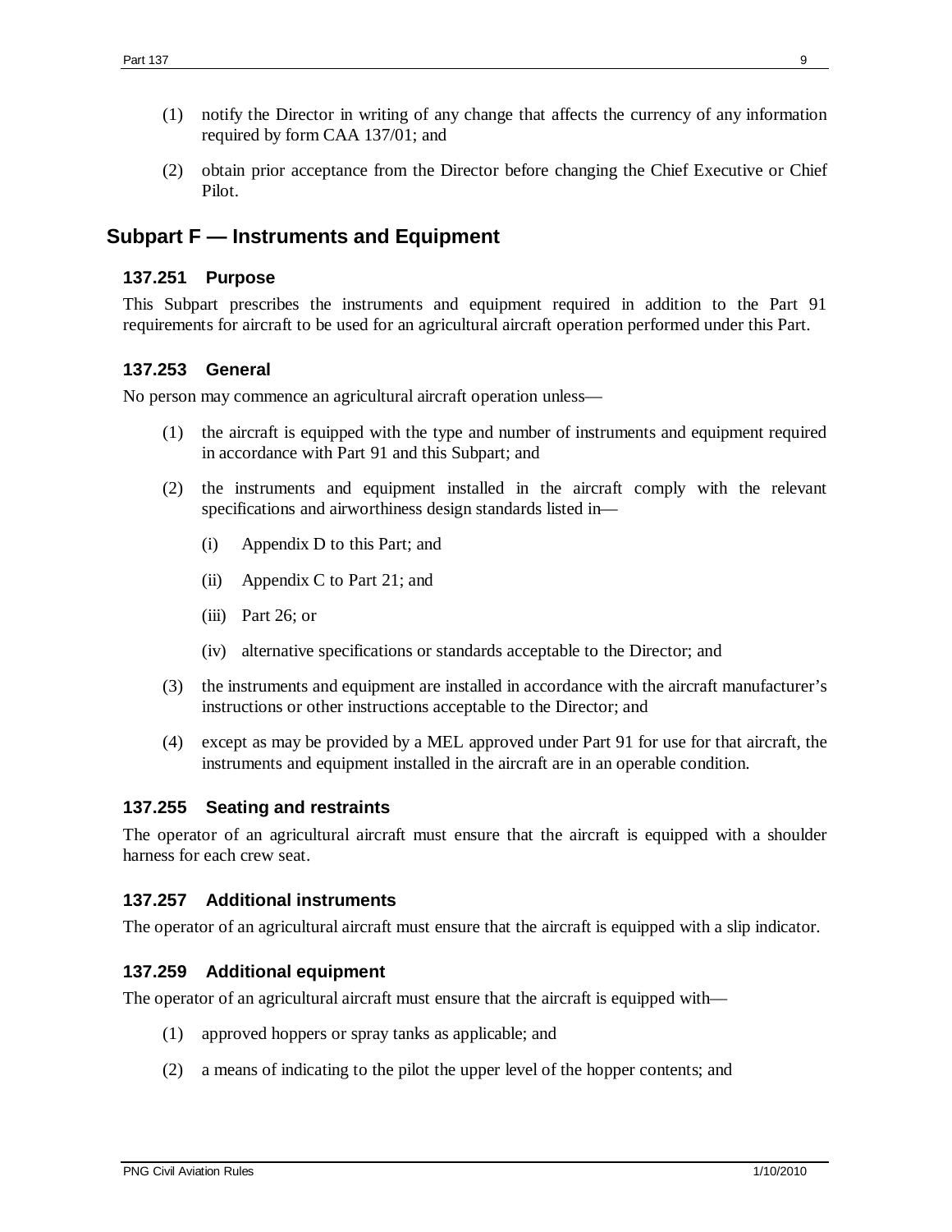(1) notify the Director in writing of any change that affects the currency of any information required by form CAA 137/01; and

(2) obtain prior acceptance from the Director before changing the Chief Executive or Chief Pilot.

## Subpart F — Instruments and Equipment

### 137.251 Purpose

This Subpart prescribes the instruments and equipment required in addition to the Part 91 requirements for aircraft to be used for an agricultural aircraft operation performed under this Part.

### 137.253 General

No person may commence an agricultural aircraft operation unless—

(1) the aircraft is equipped with the type and number of instruments and equipment required in accordance with Part 91 and this Subpart; and

(2) the instruments and equipment installed in the aircraft comply with the relevant specifications and airworthiness design standards listed in—

  (i) Appendix D to this Part; and

  (ii) Appendix C to Part 21; and

  (iii) Part 26; or

  (iv) alternative specifications or standards acceptable to the Director; and

(3) the instruments and equipment are installed in accordance with the aircraft manufacturer's instructions or other instructions acceptable to the Director; and

(4) except as may be provided by a MEL approved under Part 91 for use for that aircraft, the instruments and equipment installed in the aircraft are in an operable condition.

### 137.255 Seating and restraints

The operator of an agricultural aircraft must ensure that the aircraft is equipped with a shoulder harness for each crew seat.

### 137.257 Additional instruments

The operator of an agricultural aircraft must ensure that the aircraft is equipped with a slip indicator.

### 137.259 Additional equipment

The operator of an agricultural aircraft must ensure that the aircraft is equipped with—

(1) approved hoppers or spray tanks as applicable; and

(2) a means of indicating to the pilot the upper level of the hopper contents; and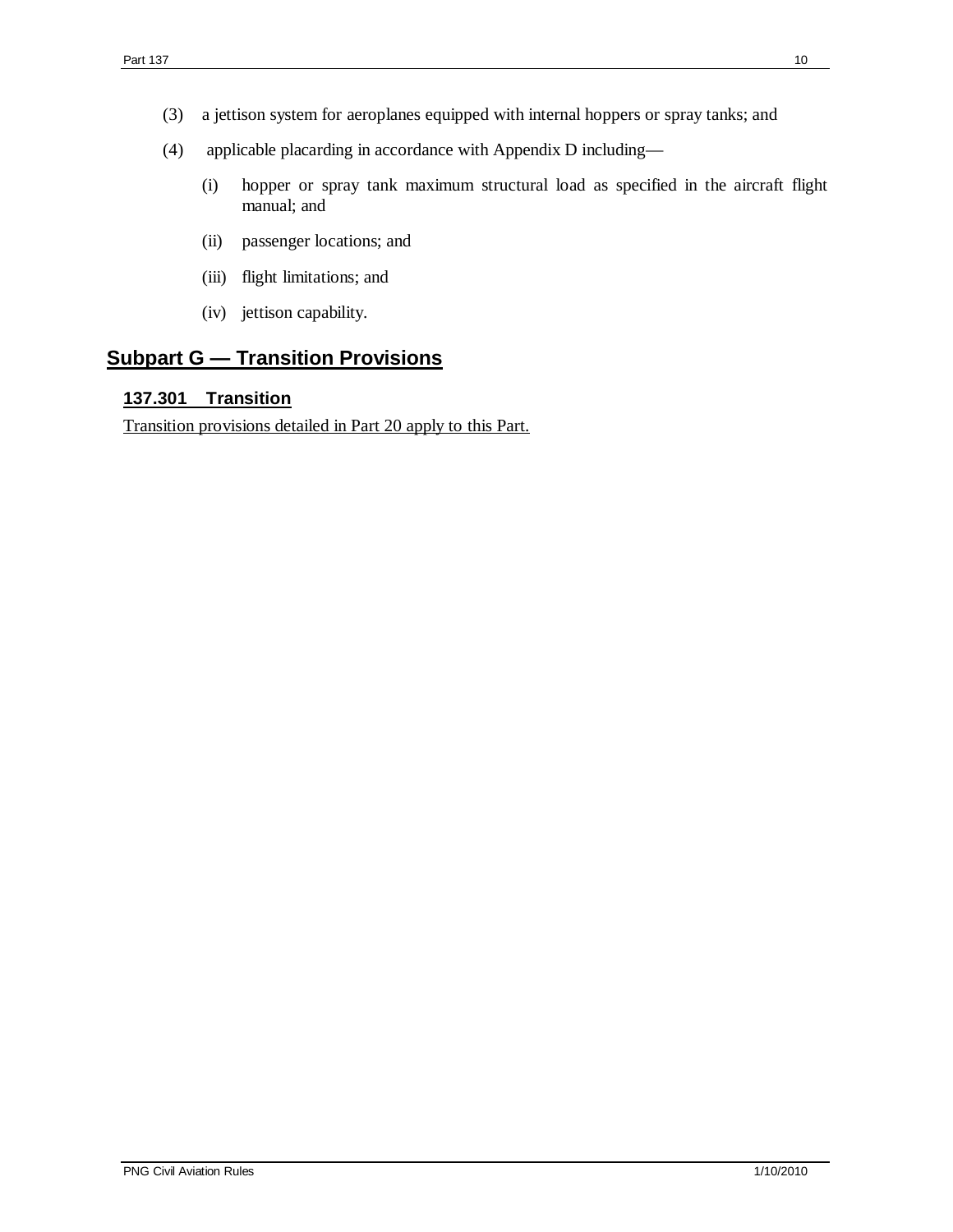(3) a jettison system for aeroplanes equipped with internal hoppers or spray tanks; and

(4) applicable placarding in accordance with Appendix D including—

  (i) hopper or spray tank maximum structural load as specified in the aircraft flight manual; and

  (ii) passenger locations; and

  (iii) flight limitations; and

  (iv) jettison capability.

## Subpart G — Transition Provisions

### 137.301 Transition

Transition provisions detailed in Part 20 apply to this Part.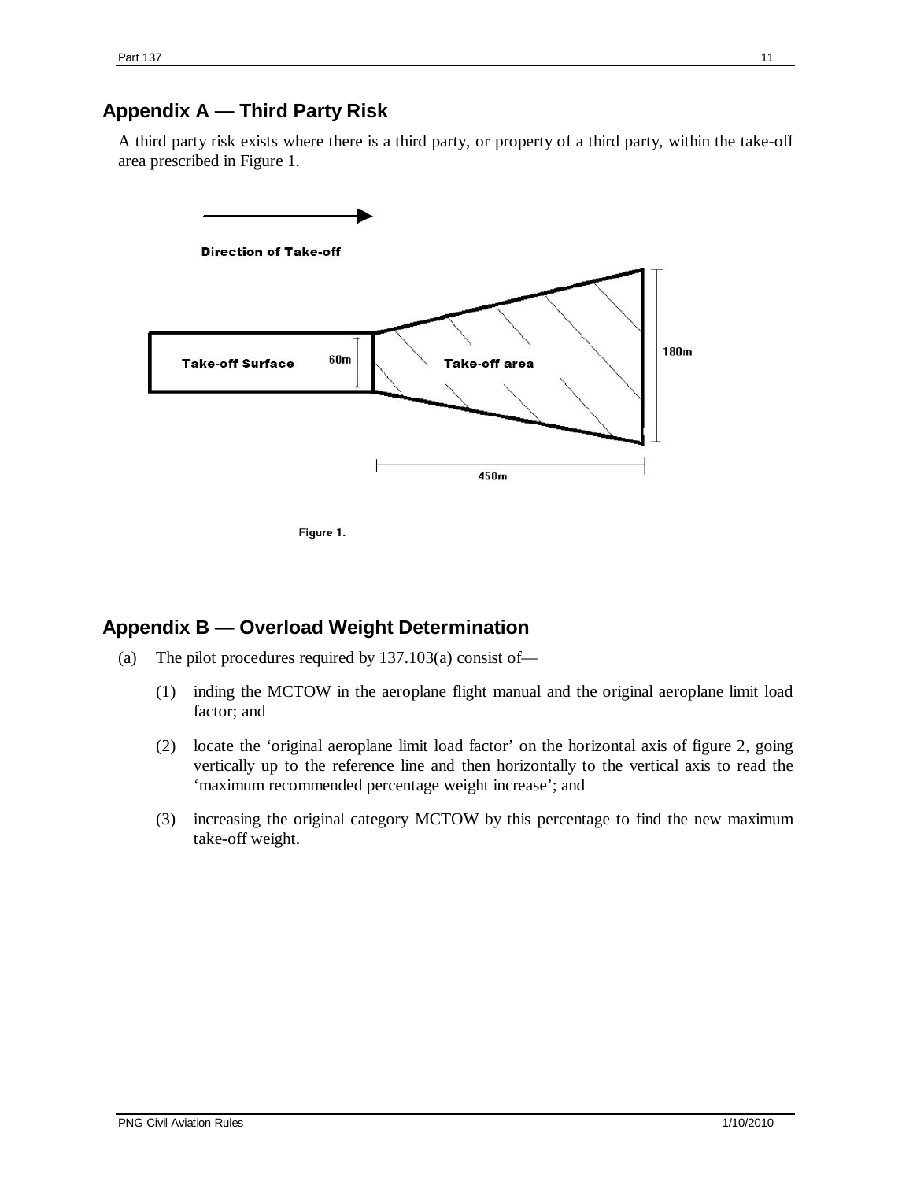## Appendix A — Third Party Risk

A third party risk exists where there is a third party, or property of a third party, within the take-off area prescribed in Figure 1.

Direction of Take-off

Take-off Surface 60m Take-off area 180m

450m

Figure 1.

## Appendix B — Overload Weight Determination

(a) The pilot procedures required by 137.103(a) consist of—

(1) inding the MCTOW in the aeroplane flight manual and the original aeroplane limit load factor; and

(2) locate the 'original aeroplane limit load factor' on the horizontal axis of figure 2, going vertically up to the reference line and then horizontally to the vertical axis to read the 'maximum recommended percentage weight increase'; and

(3) increasing the original category MCTOW by this percentage to find the new maximum take-off weight.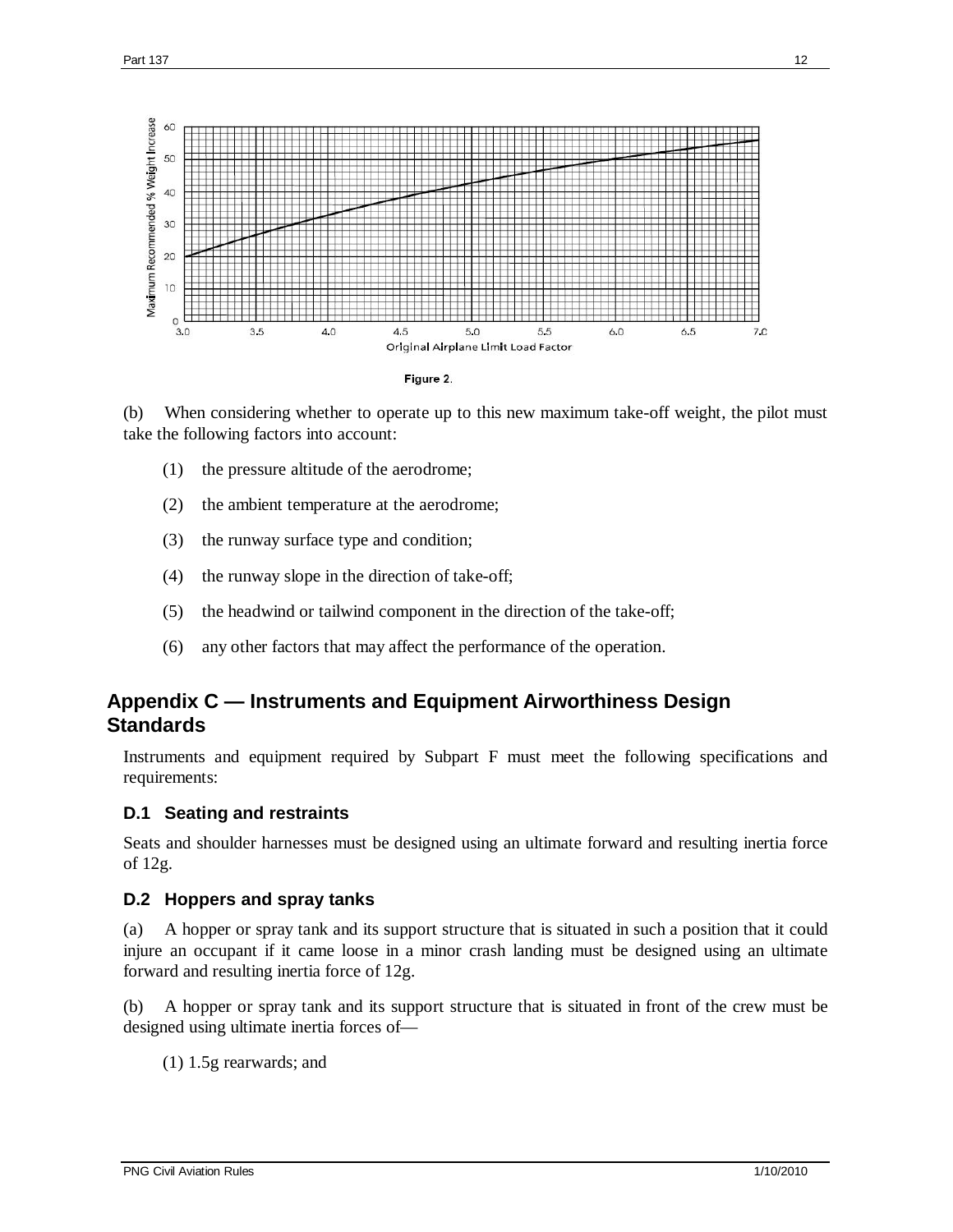Figure 2.

(b) When considering whether to operate up to this new maximum take-off weight, the pilot must take the following factors into account:

(1) the pressure altitude of the aerodrome;

(2) the ambient temperature at the aerodrome;

(3) the runway surface type and condition;

(4) the runway slope in the direction of take-off;

(5) the headwind or tailwind component in the direction of the take-off;

(6) any other factors that may affect the performance of the operation.

## Appendix C — Instruments and Equipment Airworthiness Design Standards

Instruments and equipment required by Subpart F must meet the following specifications and requirements:

### D.1 Seating and restraints

Seats and shoulder harnesses must be designed using an ultimate forward and resulting inertia force of 12g.

### D.2 Hoppers and spray tanks

(a) A hopper or spray tank and its support structure that is situated in such a position that it could injure an occupant if it came loose in a minor crash landing must be designed using an ultimate forward and resulting inertia force of 12g.

(b) A hopper or spray tank and its support structure that is situated in front of the crew must be designed using ultimate inertia forces of—

(1) 1.5g rearwards; and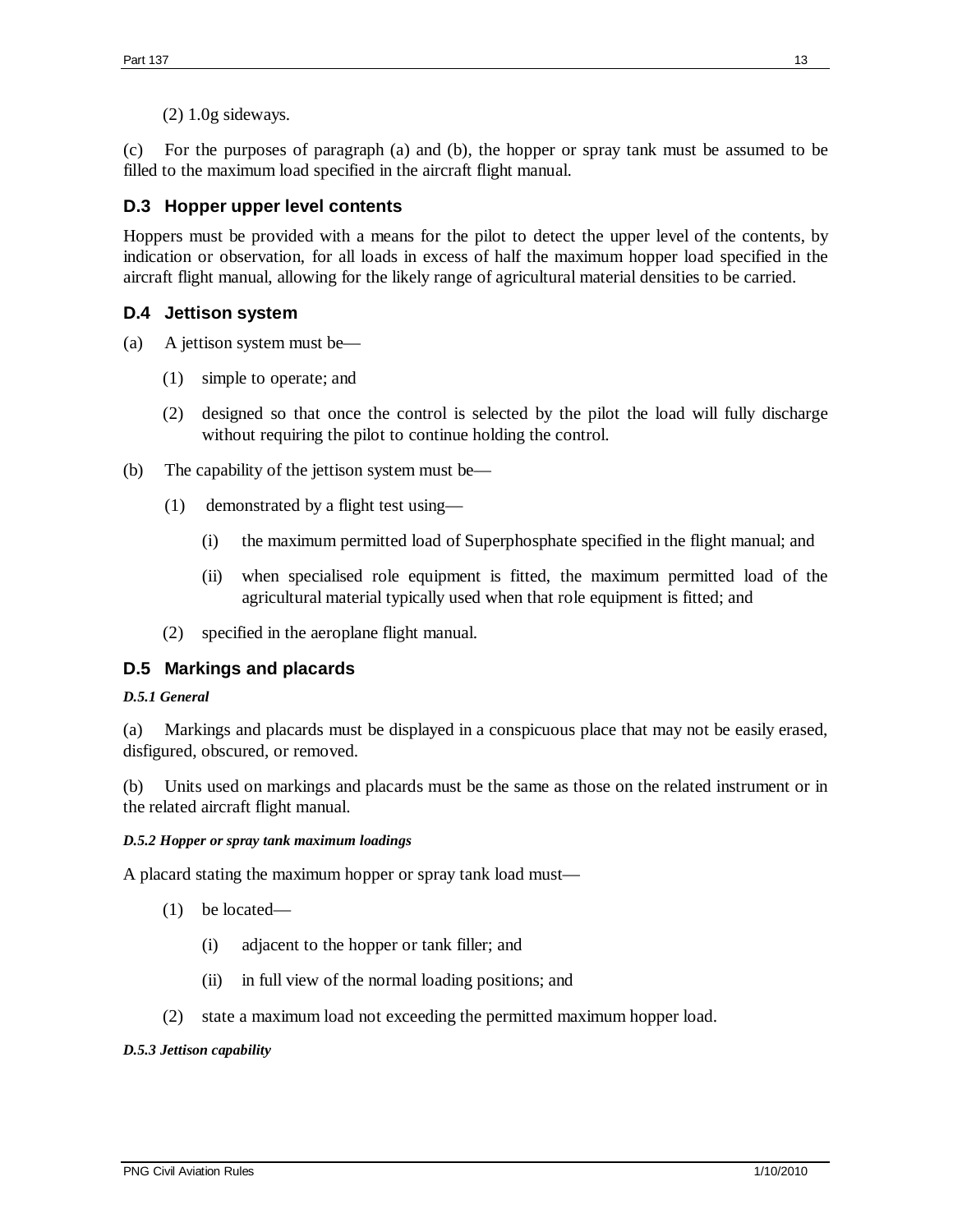(2) 1.0g sideways.

(c) For the purposes of paragraph (a) and (b), the hopper or spray tank must be assumed to be filled to the maximum load specified in the aircraft flight manual.

### D.3 Hopper upper level contents

Hoppers must be provided with a means for the pilot to detect the upper level of the contents, by indication or observation, for all loads in excess of half the maximum hopper load specified in the aircraft flight manual, allowing for the likely range of agricultural material densities to be carried.

### D.4 Jettison system

(a) A jettison system must be—

- (1) simple to operate; and
- (2) designed so that once the control is selected by the pilot the load will fully discharge without requiring the pilot to continue holding the control.

(b) The capability of the jettison system must be—

- (1) demonstrated by a flight test using—
  - (i) the maximum permitted load of Superphosphate specified in the flight manual; and
  - (ii) when specialised role equipment is fitted, the maximum permitted load of the agricultural material typically used when that role equipment is fitted; and
- (2) specified in the aeroplane flight manual.

### D.5 Markings and placards

***D.5.1 General***

(a) Markings and placards must be displayed in a conspicuous place that may not be easily erased, disfigured, obscured, or removed.

(b) Units used on markings and placards must be the same as those on the related instrument or in the related aircraft flight manual.

***D.5.2 Hopper or spray tank maximum loadings***

A placard stating the maximum hopper or spray tank load must—

- (1) be located—
  - (i) adjacent to the hopper or tank filler; and
  - (ii) in full view of the normal loading positions; and
- (2) state a maximum load not exceeding the permitted maximum hopper load.

***D.5.3 Jettison capability***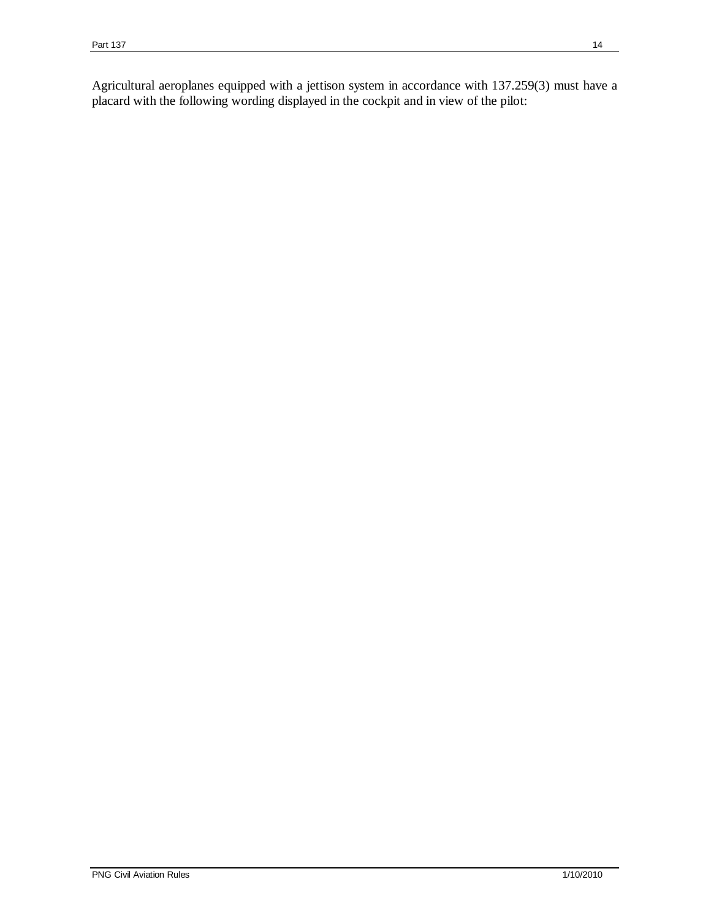Agricultural aeroplanes equipped with a jettison system in accordance with 137.259(3) must have a placard with the following wording displayed in the cockpit and in view of the pilot: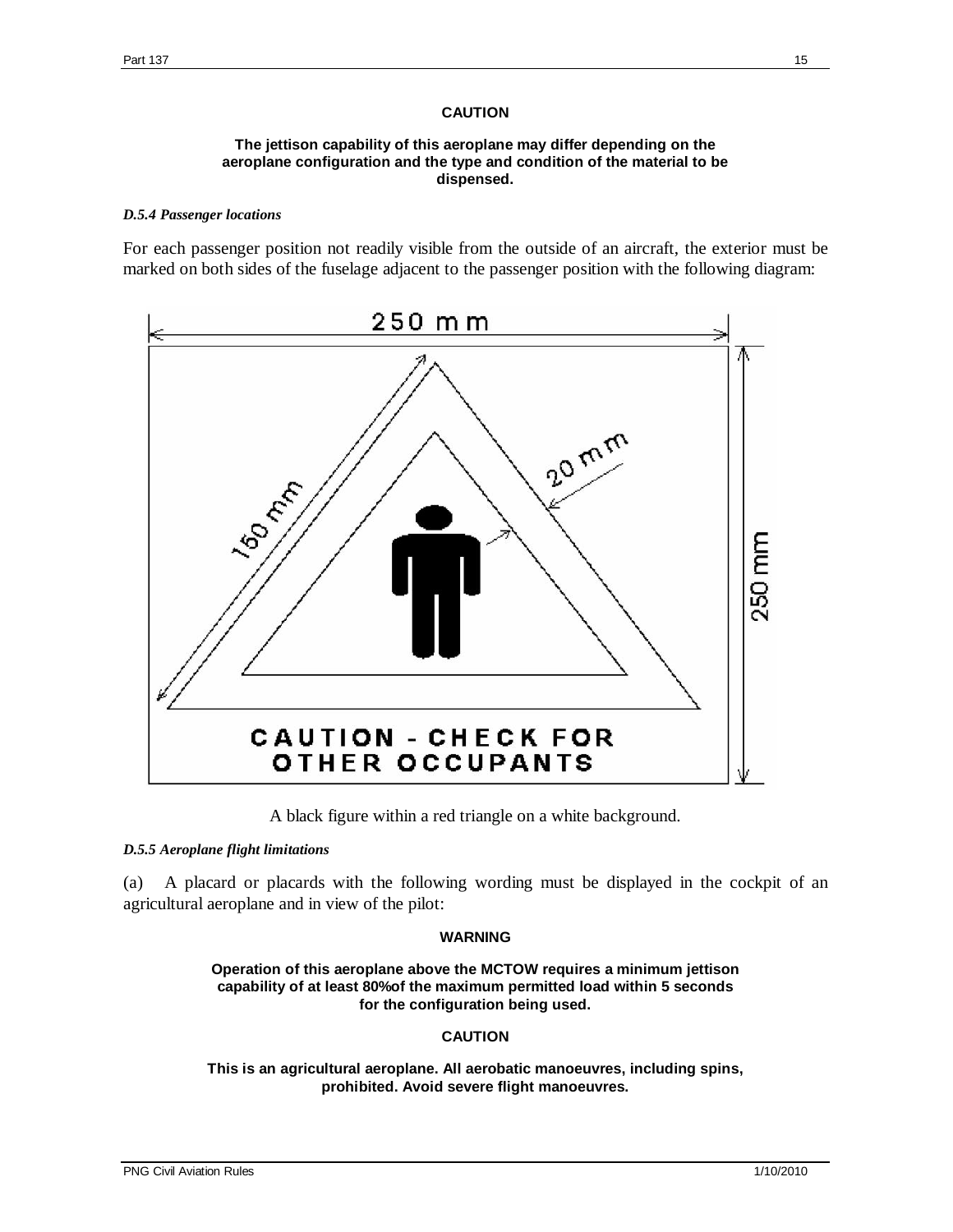**CAUTION**

**The jettison capability of this aeroplane may differ depending on the aeroplane configuration and the type and condition of the material to be dispensed.**

*D.5.4 Passenger locations*

For each passenger position not readily visible from the outside of an aircraft, the exterior must be marked on both sides of the fuselage adjacent to the passenger position with the following diagram:

250 mm

150 mm

20 mm

250 mm

CAUTION - CHECK FOR OTHER OCCUPANTS

A black figure within a red triangle on a white background.

*D.5.5 Aeroplane flight limitations*

(a) A placard or placards with the following wording must be displayed in the cockpit of an agricultural aeroplane and in view of the pilot:

**WARNING**

**Operation of this aeroplane above the MCTOW requires a minimum jettison capability of at least 80%of the maximum permitted load within 5 seconds for the configuration being used.**

**CAUTION**

**This is an agricultural aeroplane. All aerobatic manoeuvres, including spins, prohibited. Avoid severe flight manoeuvres.**